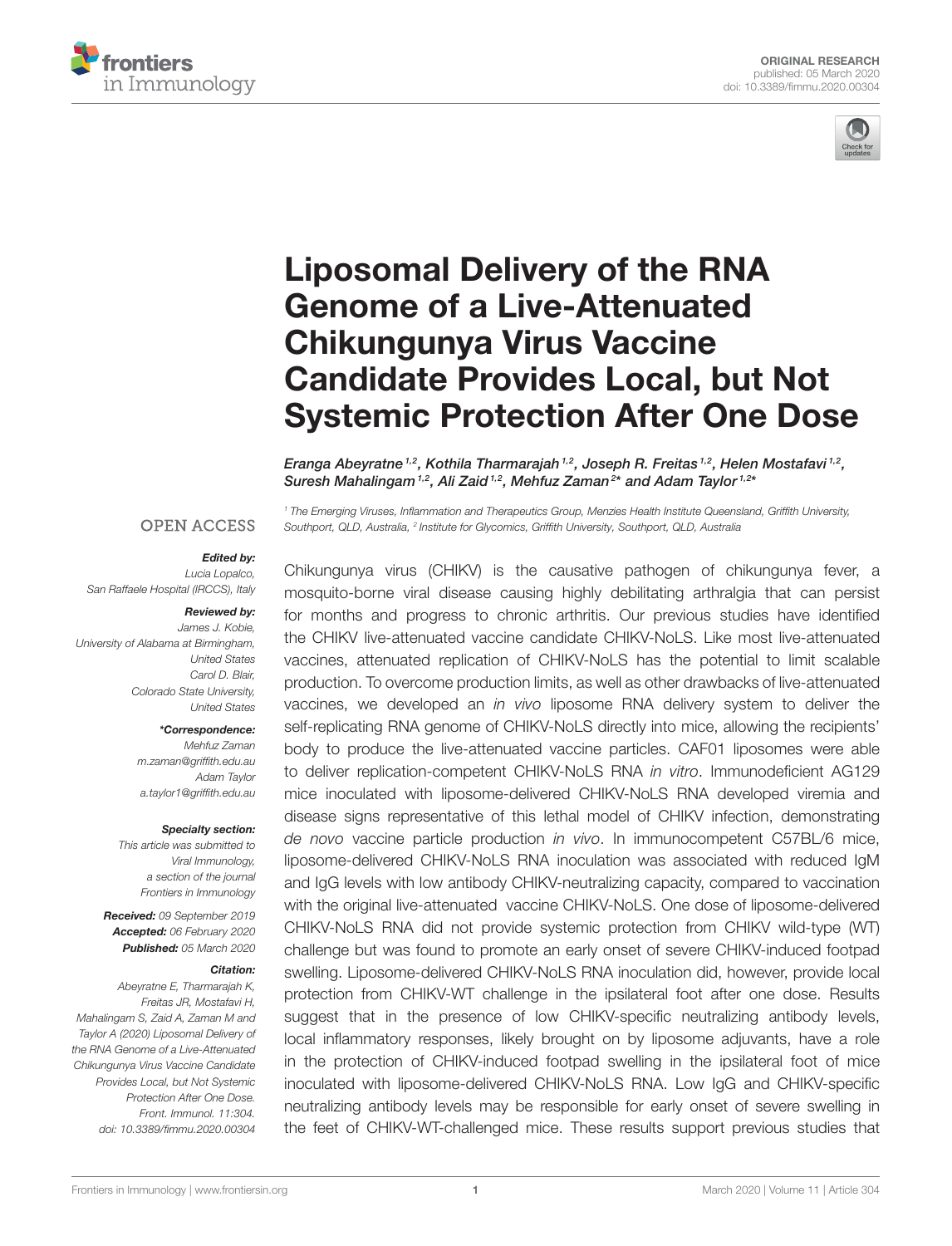ORIGINAL RESEARCH
published: 05 March 2020
doi: 10.3389/fimmu.2020.00304

# Liposomal Delivery of the RNA Genome of a Live-Attenuated Chikungunya Virus Vaccine Candidate Provides Local, but Not Systemic Protection After One Dose

*Eranga Abeyratne*[1,2]*, Kothila Tharmarajah*[1,2]*, Joseph R. Freitas*[1,2]*, Helen Mostafavi*[1,2]*, Suresh Mahalingam*[1,2]*, Ali Zaid*[1,2]*, Mehfuz Zaman*[2]** and Adam Taylor*[1,2]**

[1] The Emerging Viruses, Inflammation and Therapeutics Group, Menzies Health Institute Queensland, Griffith University, Southport, QLD, Australia, [2] Institute for Glycomics, Griffith University, Southport, QLD, Australia

OPEN ACCESS

**Edited by:**
Lucia Lopalco,
San Raffaele Hospital (IRCCS), Italy

**Reviewed by:**
James J. Kobie,
University of Alabama at Birmingham,
United States
Carol D. Blair,
Colorado State University,
United States

***Correspondence:**
Mehfuz Zaman
m.zaman@griffith.edu.au
Adam Taylor
a.taylor1@griffith.edu.au

**Specialty section:**
This article was submitted to
Viral Immunology,
a section of the journal
Frontiers in Immunology

**Received:** 09 September 2019
**Accepted:** 06 February 2020
**Published:** 05 March 2020

**Citation:**
Abeyratne E, Tharmarajah K,
Freitas JR, Mostafavi H,
Mahalingam S, Zaid A, Zaman M and
Taylor A (2020) Liposomal Delivery of
the RNA Genome of a Live-Attenuated
Chikungunya Virus Vaccine Candidate
Provides Local, but Not Systemic
Protection After One Dose.
Front. Immunol. 11:304.
doi: 10.3389/fimmu.2020.00304

Chikungunya virus (CHIKV) is the causative pathogen of chikungunya fever, a mosquito-borne viral disease causing highly debilitating arthralgia that can persist for months and progress to chronic arthritis. Our previous studies have identified the CHIKV live-attenuated vaccine candidate CHIKV-NoLS. Like most live-attenuated vaccines, attenuated replication of CHIKV-NoLS has the potential to limit scalable production. To overcome production limits, as well as other drawbacks of live-attenuated vaccines, we developed an *in vivo* liposome RNA delivery system to deliver the self-replicating RNA genome of CHIKV-NoLS directly into mice, allowing the recipients' body to produce the live-attenuated vaccine particles. CAF01 liposomes were able to deliver replication-competent CHIKV-NoLS RNA *in vitro*. Immunodeficient AG129 mice inoculated with liposome-delivered CHIKV-NoLS RNA developed viremia and disease signs representative of this lethal model of CHIKV infection, demonstrating *de novo* vaccine particle production *in vivo*. In immunocompetent C57BL/6 mice, liposome-delivered CHIKV-NoLS RNA inoculation was associated with reduced IgM and IgG levels with low antibody CHIKV-neutralizing capacity, compared to vaccination with the original live-attenuated vaccine CHIKV-NoLS. One dose of liposome-delivered CHIKV-NoLS RNA did not provide systemic protection from CHIKV wild-type (WT) challenge but was found to promote an early onset of severe CHIKV-induced footpad swelling. Liposome-delivered CHIKV-NoLS RNA inoculation did, however, provide local protection from CHIKV-WT challenge in the ipsilateral foot after one dose. Results suggest that in the presence of low CHIKV-specific neutralizing antibody levels, local inflammatory responses, likely brought on by liposome adjuvants, have a role in the protection of CHIKV-induced footpad swelling in the ipsilateral foot of mice inoculated with liposome-delivered CHIKV-NoLS RNA. Low IgG and CHIKV-specific neutralizing antibody levels may be responsible for early onset of severe swelling in the feet of CHIKV-WT-challenged mice. These results support previous studies that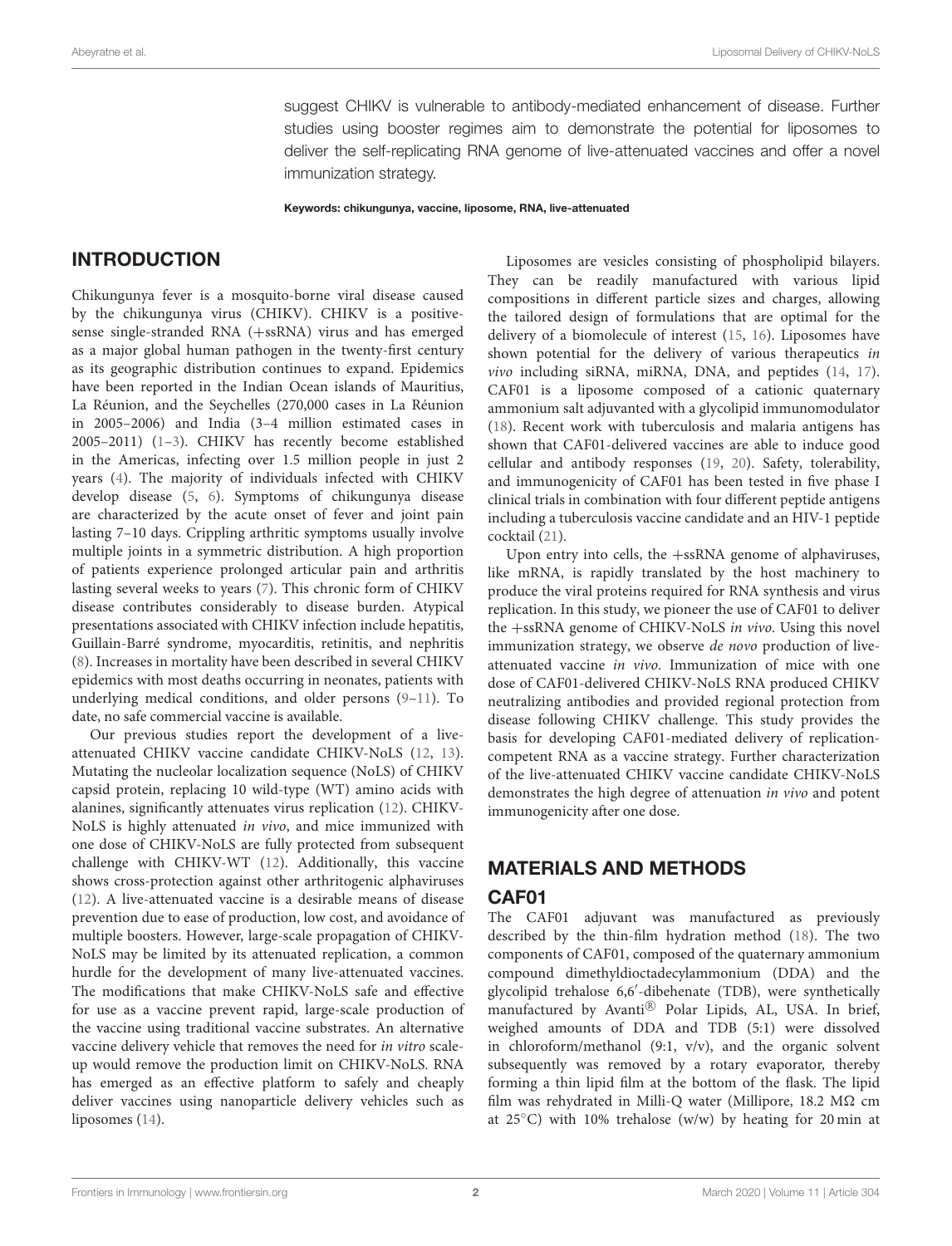suggest CHIKV is vulnerable to antibody-mediated enhancement of disease. Further studies using booster regimes aim to demonstrate the potential for liposomes to deliver the self-replicating RNA genome of live-attenuated vaccines and offer a novel immunization strategy.

**Keywords: chikungunya, vaccine, liposome, RNA, live-attenuated**

## INTRODUCTION

Chikungunya fever is a mosquito-borne viral disease caused by the chikungunya virus (CHIKV). CHIKV is a positive-sense single-stranded RNA (+ssRNA) virus and has emerged as a major global human pathogen in the twenty-first century as its geographic distribution continues to expand. Epidemics have been reported in the Indian Ocean islands of Mauritius, La Réunion, and the Seychelles (270,000 cases in La Réunion in 2005–2006) and India (3–4 million estimated cases in 2005–2011) (1–3). CHIKV has recently become established in the Americas, infecting over 1.5 million people in just 2 years (4). The majority of individuals infected with CHIKV develop disease (5, 6). Symptoms of chikungunya disease are characterized by the acute onset of fever and joint pain lasting 7–10 days. Crippling arthritic symptoms usually involve multiple joints in a symmetric distribution. A high proportion of patients experience prolonged articular pain and arthritis lasting several weeks to years (7). This chronic form of CHIKV disease contributes considerably to disease burden. Atypical presentations associated with CHIKV infection include hepatitis, Guillain-Barré syndrome, myocarditis, retinitis, and nephritis (8). Increases in mortality have been described in several CHIKV epidemics with most deaths occurring in neonates, patients with underlying medical conditions, and older persons (9–11). To date, no safe commercial vaccine is available.

Our previous studies report the development of a live-attenuated CHIKV vaccine candidate CHIKV-NoLS (12, 13). Mutating the nucleolar localization sequence (NoLS) of CHIKV capsid protein, replacing 10 wild-type (WT) amino acids with alanines, significantly attenuates virus replication (12). CHIKV-NoLS is highly attenuated *in vivo*, and mice immunized with one dose of CHIKV-NoLS are fully protected from subsequent challenge with CHIKV-WT (12). Additionally, this vaccine shows cross-protection against other arthritogenic alphaviruses (12). A live-attenuated vaccine is a desirable means of disease prevention due to ease of production, low cost, and avoidance of multiple boosters. However, large-scale propagation of CHIKV-NoLS may be limited by its attenuated replication, a common hurdle for the development of many live-attenuated vaccines. The modifications that make CHIKV-NoLS safe and effective for use as a vaccine prevent rapid, large-scale production of the vaccine using traditional vaccine substrates. An alternative vaccine delivery vehicle that removes the need for *in vitro* scale-up would remove the production limit on CHIKV-NoLS. RNA has emerged as an effective platform to safely and cheaply deliver vaccines using nanoparticle delivery vehicles such as liposomes (14).

Liposomes are vesicles consisting of phospholipid bilayers. They can be readily manufactured with various lipid compositions in different particle sizes and charges, allowing the tailored design of formulations that are optimal for the delivery of a biomolecule of interest (15, 16). Liposomes have shown potential for the delivery of various therapeutics *in vivo* including siRNA, miRNA, DNA, and peptides (14, 17). CAF01 is a liposome composed of a cationic quaternary ammonium salt adjuvanted with a glycolipid immunomodulator (18). Recent work with tuberculosis and malaria antigens has shown that CAF01-delivered vaccines are able to induce good cellular and antibody responses (19, 20). Safety, tolerability, and immunogenicity of CAF01 has been tested in five phase I clinical trials in combination with four different peptide antigens including a tuberculosis vaccine candidate and an HIV-1 peptide cocktail (21).

Upon entry into cells, the +ssRNA genome of alphaviruses, like mRNA, is rapidly translated by the host machinery to produce the viral proteins required for RNA synthesis and virus replication. In this study, we pioneer the use of CAF01 to deliver the +ssRNA genome of CHIKV-NoLS *in vivo*. Using this novel immunization strategy, we observe *de novo* production of live-attenuated vaccine *in vivo*. Immunization of mice with one dose of CAF01-delivered CHIKV-NoLS RNA produced CHIKV neutralizing antibodies and provided regional protection from disease following CHIKV challenge. This study provides the basis for developing CAF01-mediated delivery of replication-competent RNA as a vaccine strategy. Further characterization of the live-attenuated CHIKV vaccine candidate CHIKV-NoLS demonstrates the high degree of attenuation *in vivo* and potent immunogenicity after one dose.

## MATERIALS AND METHODS

### CAF01

The CAF01 adjuvant was manufactured as previously described by the thin-film hydration method (18). The two components of CAF01, composed of the quaternary ammonium compound dimethyldioctadecylammonium (DDA) and the glycolipid trehalose 6,6′-dibehenate (TDB), were synthetically manufactured by Avanti® Polar Lipids, AL, USA. In brief, weighed amounts of DDA and TDB (5:1) were dissolved in chloroform/methanol (9:1, v/v), and the organic solvent subsequently was removed by a rotary evaporator, thereby forming a thin lipid film at the bottom of the flask. The lipid film was rehydrated in Milli-Q water (Millipore, 18.2 MΩ cm at 25°C) with 10% trehalose (w/w) by heating for 20 min at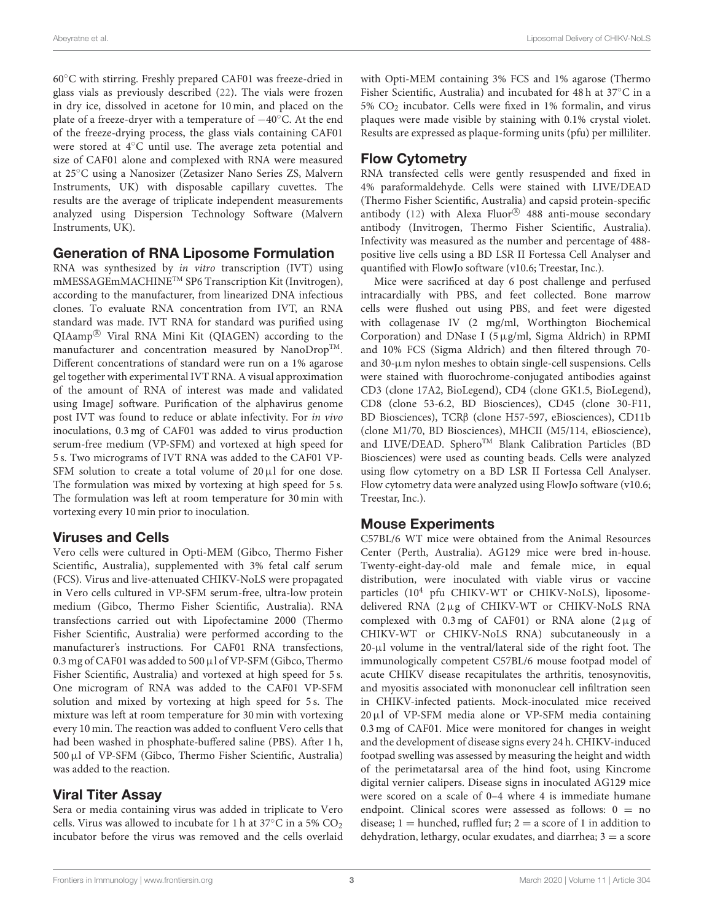60°C with stirring. Freshly prepared CAF01 was freeze-dried in glass vials as previously described (22). The vials were frozen in dry ice, dissolved in acetone for 10 min, and placed on the plate of a freeze-dryer with a temperature of −40°C. At the end of the freeze-drying process, the glass vials containing CAF01 were stored at 4°C until use. The average zeta potential and size of CAF01 alone and complexed with RNA were measured at 25°C using a Nanosizer (Zetasizer Nano Series ZS, Malvern Instruments, UK) with disposable capillary cuvettes. The results are the average of triplicate independent measurements analyzed using Dispersion Technology Software (Malvern Instruments, UK).

## Generation of RNA Liposome Formulation

RNA was synthesized by *in vitro* transcription (IVT) using mMESSAGEmMACHINE™ SP6 Transcription Kit (Invitrogen), according to the manufacturer, from linearized DNA infectious clones. To evaluate RNA concentration from IVT, an RNA standard was made. IVT RNA for standard was purified using QIAamp® Viral RNA Mini Kit (QIAGEN) according to the manufacturer and concentration measured by NanoDrop™. Different concentrations of standard were run on a 1% agarose gel together with experimental IVT RNA. A visual approximation of the amount of RNA of interest was made and validated using ImageJ software. Purification of the alphavirus genome post IVT was found to reduce or ablate infectivity. For *in vivo* inoculations, 0.3 mg of CAF01 was added to virus production serum-free medium (VP-SFM) and vortexed at high speed for 5 s. Two micrograms of IVT RNA was added to the CAF01 VP-SFM solution to create a total volume of 20 µl for one dose. The formulation was mixed by vortexing at high speed for 5 s. The formulation was left at room temperature for 30 min with vortexing every 10 min prior to inoculation.

## Viruses and Cells

Vero cells were cultured in Opti-MEM (Gibco, Thermo Fisher Scientific, Australia), supplemented with 3% fetal calf serum (FCS). Virus and live-attenuated CHIKV-NoLS were propagated in Vero cells cultured in VP-SFM serum-free, ultra-low protein medium (Gibco, Thermo Fisher Scientific, Australia). RNA transfections carried out with Lipofectamine 2000 (Thermo Fisher Scientific, Australia) were performed according to the manufacturer's instructions. For CAF01 RNA transfections, 0.3 mg of CAF01 was added to 500 µl of VP-SFM (Gibco, Thermo Fisher Scientific, Australia) and vortexed at high speed for 5 s. One microgram of RNA was added to the CAF01 VP-SFM solution and mixed by vortexing at high speed for 5 s. The mixture was left at room temperature for 30 min with vortexing every 10 min. The reaction was added to confluent Vero cells that had been washed in phosphate-buffered saline (PBS). After 1 h, 500 µl of VP-SFM (Gibco, Thermo Fisher Scientific, Australia) was added to the reaction.

## Viral Titer Assay

Sera or media containing virus was added in triplicate to Vero cells. Virus was allowed to incubate for 1 h at 37°C in a 5% $CO_2$ incubator before the virus was removed and the cells overlaid with Opti-MEM containing 3% FCS and 1% agarose (Thermo Fisher Scientific, Australia) and incubated for 48 h at 37°C in a 5% $CO_2$ incubator. Cells were fixed in 1% formalin, and virus plaques were made visible by staining with 0.1% crystal violet. Results are expressed as plaque-forming units (pfu) per milliliter.

## Flow Cytometry

RNA transfected cells were gently resuspended and fixed in 4% paraformaldehyde. Cells were stained with LIVE/DEAD (Thermo Fisher Scientific, Australia) and capsid protein-specific antibody (12) with Alexa Fluor® 488 anti-mouse secondary antibody (Invitrogen, Thermo Fisher Scientific, Australia). Infectivity was measured as the number and percentage of 488-positive live cells using a BD LSR II Fortessa Cell Analyser and quantified with FlowJo software (v10.6; Treestar, Inc.).

Mice were sacrificed at day 6 post challenge and perfused intracardially with PBS, and feet collected. Bone marrow cells were flushed out using PBS, and feet were digested with collagenase IV (2 mg/ml, Worthington Biochemical Corporation) and DNase I (5 µg/ml, Sigma Aldrich) in RPMI and 10% FCS (Sigma Aldrich) and then filtered through 70- and 30-µm nylon meshes to obtain single-cell suspensions. Cells were stained with fluorochrome-conjugated antibodies against CD3 (clone 17A2, BioLegend), CD4 (clone GK1.5, BioLegend), CD8 (clone 53-6.2, BD Biosciences), CD45 (clone 30-F11, BD Biosciences), TCRβ (clone H57-597, eBiosciences), CD11b (clone M1/70, BD Biosciences), MHCII (M5/114, eBioscience), and LIVE/DEAD. Sphero™ Blank Calibration Particles (BD Biosciences) were used as counting beads. Cells were analyzed using flow cytometry on a BD LSR II Fortessa Cell Analyser. Flow cytometry data were analyzed using FlowJo software (v10.6; Treestar, Inc.).

## Mouse Experiments

C57BL/6 WT mice were obtained from the Animal Resources Center (Perth, Australia). AG129 mice were bred in-house. Twenty-eight-day-old male and female mice, in equal distribution, were inoculated with viable virus or vaccine particles ($10^4$ pfu CHIKV-WT or CHIKV-NoLS), liposome-delivered RNA (2 µg of CHIKV-WT or CHIKV-NoLS RNA complexed with 0.3 mg of CAF01) or RNA alone (2 µg of CHIKV-WT or CHIKV-NoLS RNA) subcutaneously in a 20-µl volume in the ventral/lateral side of the right foot. The immunologically competent C57BL/6 mouse footpad model of acute CHIKV disease recapitulates the arthritis, tenosynovitis, and myositis associated with mononuclear cell infiltration seen in CHIKV-infected patients. Mock-inoculated mice received 20 µl of VP-SFM media alone or VP-SFM media containing 0.3 mg of CAF01. Mice were monitored for changes in weight and the development of disease signs every 24 h. CHIKV-induced footpad swelling was assessed by measuring the height and width of the perimetatarsal area of the hind foot, using Kincrome digital vernier calipers. Disease signs in inoculated AG129 mice were scored on a scale of 0–4 where 4 is immediate humane endpoint. Clinical scores were assessed as follows: 0 = no disease; 1 = hunched, ruffled fur; 2 = a score of 1 in addition to dehydration, lethargy, ocular exudates, and diarrhea; 3 = a score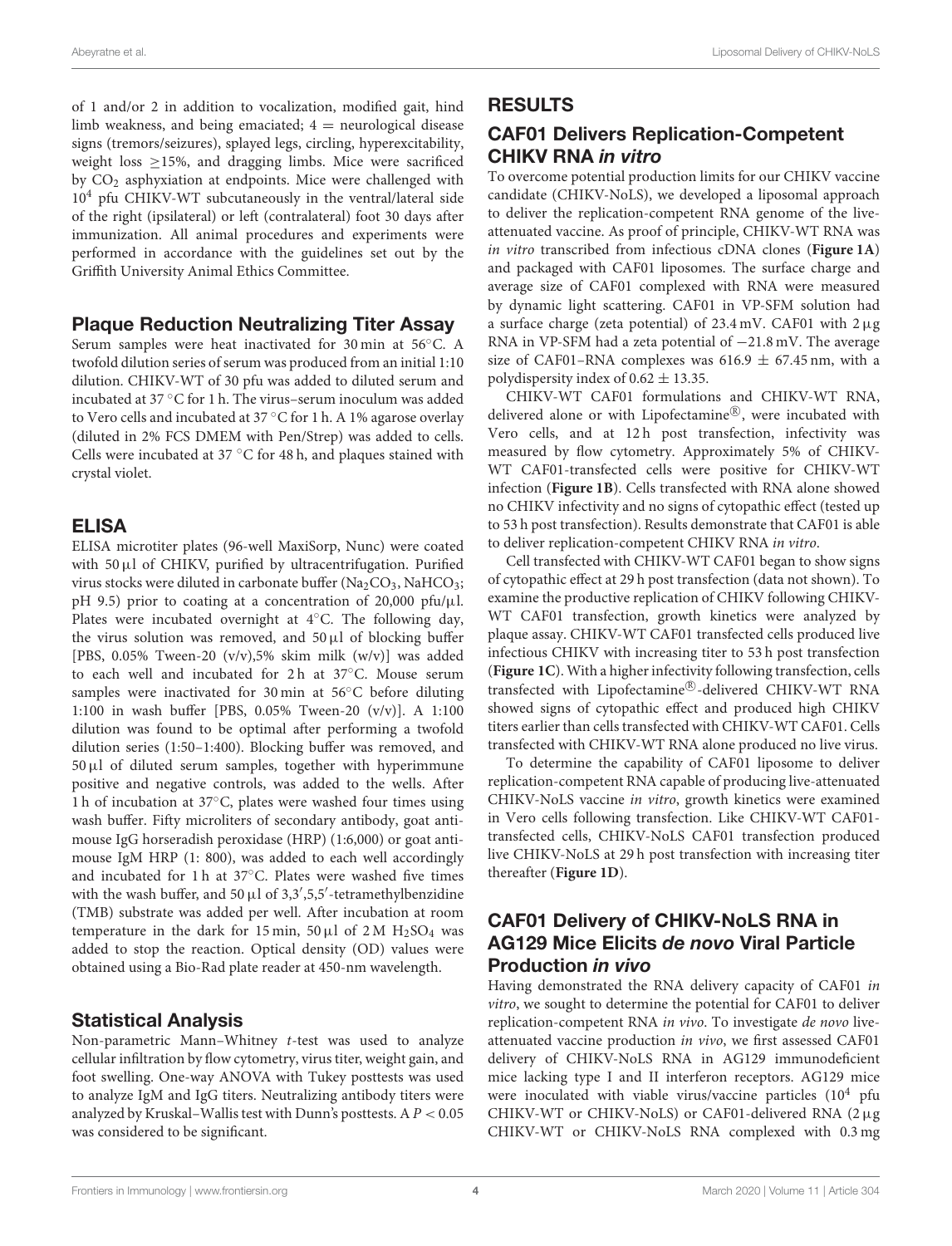of 1 and/or 2 in addition to vocalization, modified gait, hind limb weakness, and being emaciated; 4 = neurological disease signs (tremors/seizures), splayed legs, circling, hyperexcitability, weight loss ≥15%, and dragging limbs. Mice were sacrificed by $CO_2$ asphyxiation at endpoints. Mice were challenged with $10^4$ pfu CHIKV-WT subcutaneously in the ventral/lateral side of the right (ipsilateral) or left (contralateral) foot 30 days after immunization. All animal procedures and experiments were performed in accordance with the guidelines set out by the Griffith University Animal Ethics Committee.

### Plaque Reduction Neutralizing Titer Assay

Serum samples were heat inactivated for 30 min at 56°C. A twofold dilution series of serum was produced from an initial 1:10 dilution. CHIKV-WT of 30 pfu was added to diluted serum and incubated at 37 °C for 1 h. The virus–serum inoculum was added to Vero cells and incubated at 37 °C for 1 h. A 1% agarose overlay (diluted in 2% FCS DMEM with Pen/Strep) was added to cells. Cells were incubated at 37 °C for 48 h, and plaques stained with crystal violet.

### ELISA

ELISA microtiter plates (96-well MaxiSorp, Nunc) were coated with 50 μl of CHIKV, purified by ultracentrifugation. Purified virus stocks were diluted in carbonate buffer ($Na_2CO_3$, $NaHCO_3$; pH 9.5) prior to coating at a concentration of 20,000 pfu/μl. Plates were incubated overnight at 4°C. The following day, the virus solution was removed, and 50 μl of blocking buffer [PBS, 0.05% Tween-20 (v/v),5% skim milk (w/v)] was added to each well and incubated for 2 h at 37°C. Mouse serum samples were inactivated for 30 min at 56°C before diluting 1:100 in wash buffer [PBS, 0.05% Tween-20 (v/v)]. A 1:100 dilution was found to be optimal after performing a twofold dilution series (1:50–1:400). Blocking buffer was removed, and 50 μl of diluted serum samples, together with hyperimmune positive and negative controls, was added to the wells. After 1 h of incubation at 37°C, plates were washed four times using wash buffer. Fifty microliters of secondary antibody, goat anti-mouse IgG horseradish peroxidase (HRP) (1:6,000) or goat anti-mouse IgM HRP (1: 800), was added to each well accordingly and incubated for 1 h at 37°C. Plates were washed five times with the wash buffer, and 50 μl of 3,3′,5,5′-tetramethylbenzidine (TMB) substrate was added per well. After incubation at room temperature in the dark for 15 min, 50 μl of 2 M $H_2SO_4$ was added to stop the reaction. Optical density (OD) values were obtained using a Bio-Rad plate reader at 450-nm wavelength.

### Statistical Analysis

Non-parametric Mann–Whitney *t*-test was used to analyze cellular infiltration by flow cytometry, virus titer, weight gain, and foot swelling. One-way ANOVA with Tukey posttests was used to analyze IgM and IgG titers. Neutralizing antibody titers were analyzed by Kruskal–Wallis test with Dunn's posttests. A $P < 0.05$ was considered to be significant.

## RESULTS

### CAF01 Delivers Replication-Competent CHIKV RNA *in vitro*

To overcome potential production limits for our CHIKV vaccine candidate (CHIKV-NoLS), we developed a liposomal approach to deliver the replication-competent RNA genome of the live-attenuated vaccine. As proof of principle, CHIKV-WT RNA was *in vitro* transcribed from infectious cDNA clones (**Figure 1A**) and packaged with CAF01 liposomes. The surface charge and average size of CAF01 complexed with RNA were measured by dynamic light scattering. CAF01 in VP-SFM solution had a surface charge (zeta potential) of 23.4 mV. CAF01 with 2 μg RNA in VP-SFM had a zeta potential of −21.8 mV. The average size of CAF01–RNA complexes was 616.9 ± 67.45 nm, with a polydispersity index of 0.62 ± 13.35.

CHIKV-WT CAF01 formulations and CHIKV-WT RNA, delivered alone or with Lipofectamine®, were incubated with Vero cells, and at 12 h post transfection, infectivity was measured by flow cytometry. Approximately 5% of CHIKV-WT CAF01-transfected cells were positive for CHIKV-WT infection (**Figure 1B**). Cells transfected with RNA alone showed no CHIKV infectivity and no signs of cytopathic effect (tested up to 53 h post transfection). Results demonstrate that CAF01 is able to deliver replication-competent CHIKV RNA *in vitro*.

Cell transfected with CHIKV-WT CAF01 began to show signs of cytopathic effect at 29 h post transfection (data not shown). To examine the productive replication of CHIKV following CHIKV-WT CAF01 transfection, growth kinetics were analyzed by plaque assay. CHIKV-WT CAF01 transfected cells produced live infectious CHIKV with increasing titer to 53 h post transfection (**Figure 1C**). With a higher infectivity following transfection, cells transfected with Lipofectamine®-delivered CHIKV-WT RNA showed signs of cytopathic effect and produced high CHIKV titers earlier than cells transfected with CHIKV-WT CAF01. Cells transfected with CHIKV-WT RNA alone produced no live virus.

To determine the capability of CAF01 liposome to deliver replication-competent RNA capable of producing live-attenuated CHIKV-NoLS vaccine *in vitro*, growth kinetics were examined in Vero cells following transfection. Like CHIKV-WT CAF01-transfected cells, CHIKV-NoLS CAF01 transfection produced live CHIKV-NoLS at 29 h post transfection with increasing titer thereafter (**Figure 1D**).

### CAF01 Delivery of CHIKV-NoLS RNA in AG129 Mice Elicits *de novo* Viral Particle Production *in vivo*

Having demonstrated the RNA delivery capacity of CAF01 *in vitro*, we sought to determine the potential for CAF01 to deliver replication-competent RNA *in vivo*. To investigate *de novo* live-attenuated vaccine production *in vivo*, we first assessed CAF01 delivery of CHIKV-NoLS RNA in AG129 immunodeficient mice lacking type I and II interferon receptors. AG129 mice were inoculated with viable virus/vaccine particles ($10^4$ pfu CHIKV-WT or CHIKV-NoLS) or CAF01-delivered RNA (2 μg CHIKV-WT or CHIKV-NoLS RNA complexed with 0.3 mg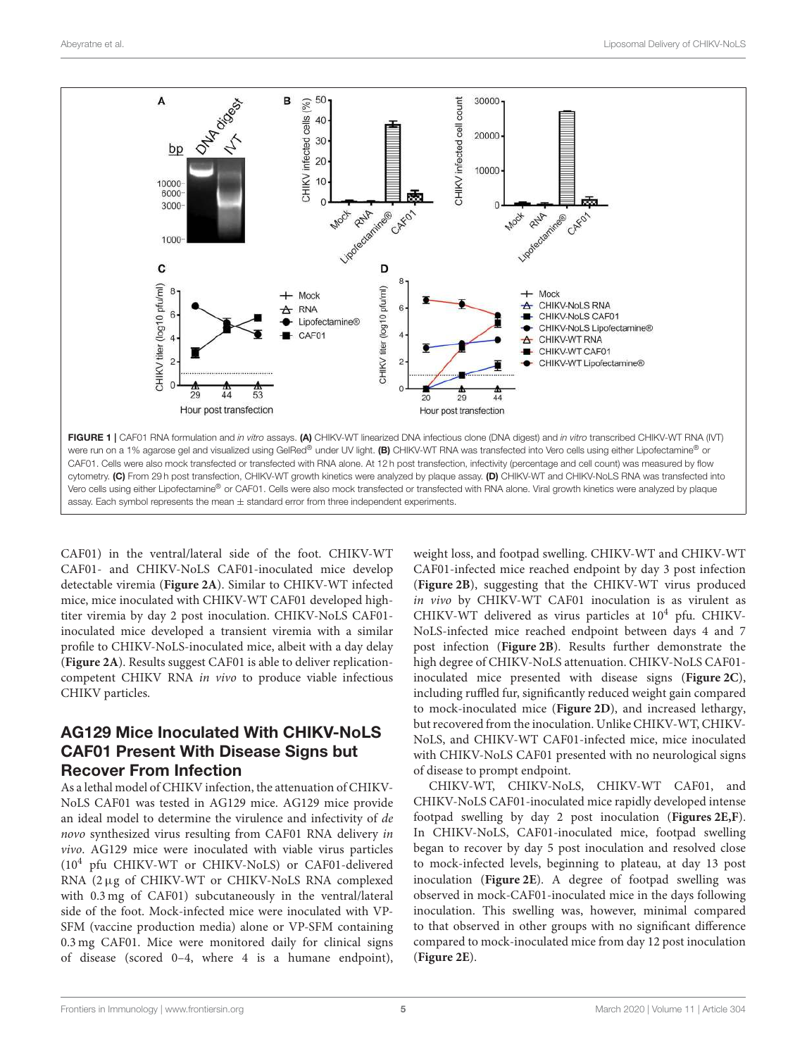FIGURE 1 | CAF01 RNA formulation and *in vitro* assays. **(A)** CHIKV-WT linearized DNA infectious clone (DNA digest) and *in vitro* transcribed CHIKV-WT RNA (IVT) were run on a 1% agarose gel and visualized using GelRed® under UV light. **(B)** CHIKV-WT RNA was transfected into Vero cells using either Lipofectamine® or CAF01. Cells were also mock transfected or transfected with RNA alone. At 12 h post transfection, infectivity (percentage and cell count) was measured by flow cytometry. **(C)** From 29 h post transfection, CHIKV-WT growth kinetics were analyzed by plaque assay. **(D)** CHIKV-WT and CHIKV-NoLS RNA was transfected into Vero cells using either Lipofectamine® or CAF01. Cells were also mock transfected or transfected with RNA alone. Viral growth kinetics were analyzed by plaque assay. Each symbol represents the mean ± standard error from three independent experiments.

CAF01) in the ventral/lateral side of the foot. CHIKV-WT CAF01- and CHIKV-NoLS CAF01-inoculated mice develop detectable viremia (**Figure 2A**). Similar to CHIKV-WT infected mice, mice inoculated with CHIKV-WT CAF01 developed high-titer viremia by day 2 post inoculation. CHIKV-NoLS CAF01-inoculated mice developed a transient viremia with a similar profile to CHIKV-NoLS-inoculated mice, albeit with a day delay (**Figure 2A**). Results suggest CAF01 is able to deliver replication-competent CHIKV RNA *in vivo* to produce viable infectious CHIKV particles.

## AG129 Mice Inoculated With CHIKV-NoLS CAF01 Present With Disease Signs but Recover From Infection

As a lethal model of CHIKV infection, the attenuation of CHIKV-NoLS CAF01 was tested in AG129 mice. AG129 mice provide an ideal model to determine the virulence and infectivity of *de novo* synthesized virus resulting from CAF01 RNA delivery *in vivo*. AG129 mice were inoculated with viable virus particles ($10^4$ pfu CHIKV-WT or CHIKV-NoLS) or CAF01-delivered RNA (2 µg of CHIKV-WT or CHIKV-NoLS RNA complexed with 0.3 mg of CAF01) subcutaneously in the ventral/lateral side of the foot. Mock-infected mice were inoculated with VP-SFM (vaccine production media) alone or VP-SFM containing 0.3 mg CAF01. Mice were monitored daily for clinical signs of disease (scored 0–4, where 4 is a humane endpoint), weight loss, and footpad swelling. CHIKV-WT and CHIKV-WT CAF01-infected mice reached endpoint by day 3 post infection (**Figure 2B**), suggesting that the CHIKV-WT virus produced *in vivo* by CHIKV-WT CAF01 inoculation is as virulent as CHIKV-WT delivered as virus particles at $10^4$ pfu. CHIKV-NoLS-infected mice reached endpoint between days 4 and 7 post infection (**Figure 2B**). Results further demonstrate the high degree of CHIKV-NoLS attenuation. CHIKV-NoLS CAF01-inoculated mice presented with disease signs (**Figure 2C**), including ruffled fur, significantly reduced weight gain compared to mock-inoculated mice (**Figure 2D**), and increased lethargy, but recovered from the inoculation. Unlike CHIKV-WT, CHIKV-NoLS, and CHIKV-WT CAF01-infected mice, mice inoculated with CHIKV-NoLS CAF01 presented with no neurological signs of disease to prompt endpoint.

CHIKV-WT, CHIKV-NoLS, CHIKV-WT CAF01, and CHIKV-NoLS CAF01-inoculated mice rapidly developed intense footpad swelling by day 2 post inoculation (**Figures 2E,F**). In CHIKV-NoLS, CAF01-inoculated mice, footpad swelling began to recover by day 5 post inoculation and resolved close to mock-infected levels, beginning to plateau, at day 13 post inoculation (**Figure 2E**). A degree of footpad swelling was observed in mock-CAF01-inoculated mice in the days following inoculation. This swelling was, however, minimal compared to that observed in other groups with no significant difference compared to mock-inoculated mice from day 12 post inoculation (**Figure 2E**).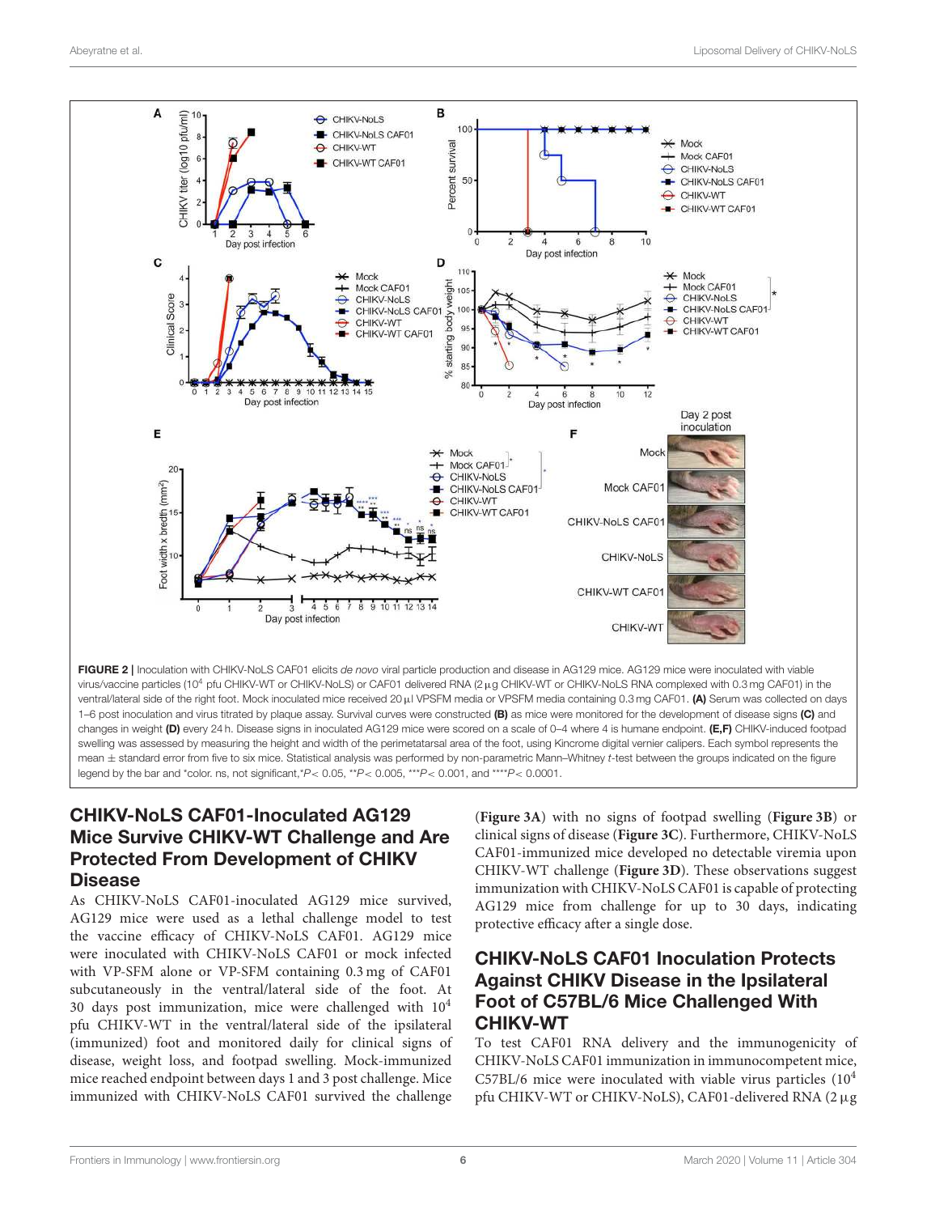FIGURE 2 | Inoculation with CHIKV-NoLS CAF01 elicits *de novo* viral particle production and disease in AG129 mice. AG129 mice were inoculated with viable virus/vaccine particles ($10^4$ pfu CHIKV-WT or CHIKV-NoLS) or CAF01 delivered RNA (2 μg CHIKV-WT or CHIKV-NoLS RNA complexed with 0.3 mg CAF01) in the ventral/lateral side of the right foot. Mock inoculated mice received 20 μl VPSFM media or VPSFM media containing 0.3 mg CAF01. **(A)** Serum was collected on days 1–6 post inoculation and virus titrated by plaque assay. Survival curves were constructed **(B)** as mice were monitored for the development of disease signs **(C)** and changes in weight **(D)** every 24 h. Disease signs in inoculated AG129 mice were scored on a scale of 0–4 where 4 is humane endpoint. **(E,F)** CHIKV-induced footpad swelling was assessed by measuring the height and width of the perimetatarsal area of the foot, using Kincrome digital vernier calipers. Each symbol represents the mean ± standard error from five to six mice. Statistical analysis was performed by non-parametric Mann–Whitney *t*-test between the groups indicated on the figure legend by the bar and *color. ns, not significant,*$P < 0.05$, **$P < 0.005$, ***$P < 0.001$, and ****$P < 0.0001$.

## CHIKV-NoLS CAF01-Inoculated AG129 Mice Survive CHIKV-WT Challenge and Are Protected From Development of CHIKV Disease

As CHIKV-NoLS CAF01-inoculated AG129 mice survived, AG129 mice were used as a lethal challenge model to test the vaccine efficacy of CHIKV-NoLS CAF01. AG129 mice were inoculated with CHIKV-NoLS CAF01 or mock infected with VP-SFM alone or VP-SFM containing 0.3 mg of CAF01 subcutaneously in the ventral/lateral side of the foot. At 30 days post immunization, mice were challenged with $10^4$ pfu CHIKV-WT in the ventral/lateral side of the ipsilateral (immunized) foot and monitored daily for clinical signs of disease, weight loss, and footpad swelling. Mock-immunized mice reached endpoint between days 1 and 3 post challenge. Mice immunized with CHIKV-NoLS CAF01 survived the challenge (**Figure 3A**) with no signs of footpad swelling (**Figure 3B**) or clinical signs of disease (**Figure 3C**). Furthermore, CHIKV-NoLS CAF01-immunized mice developed no detectable viremia upon CHIKV-WT challenge (**Figure 3D**). These observations suggest immunization with CHIKV-NoLS CAF01 is capable of protecting AG129 mice from challenge for up to 30 days, indicating protective efficacy after a single dose.

## CHIKV-NoLS CAF01 Inoculation Protects Against CHIKV Disease in the Ipsilateral Foot of C57BL/6 Mice Challenged With CHIKV-WT

To test CAF01 RNA delivery and the immunogenicity of CHIKV-NoLS CAF01 immunization in immunocompetent mice, C57BL/6 mice were inoculated with viable virus particles ($10^4$ pfu CHIKV-WT or CHIKV-NoLS), CAF01-delivered RNA (2 μg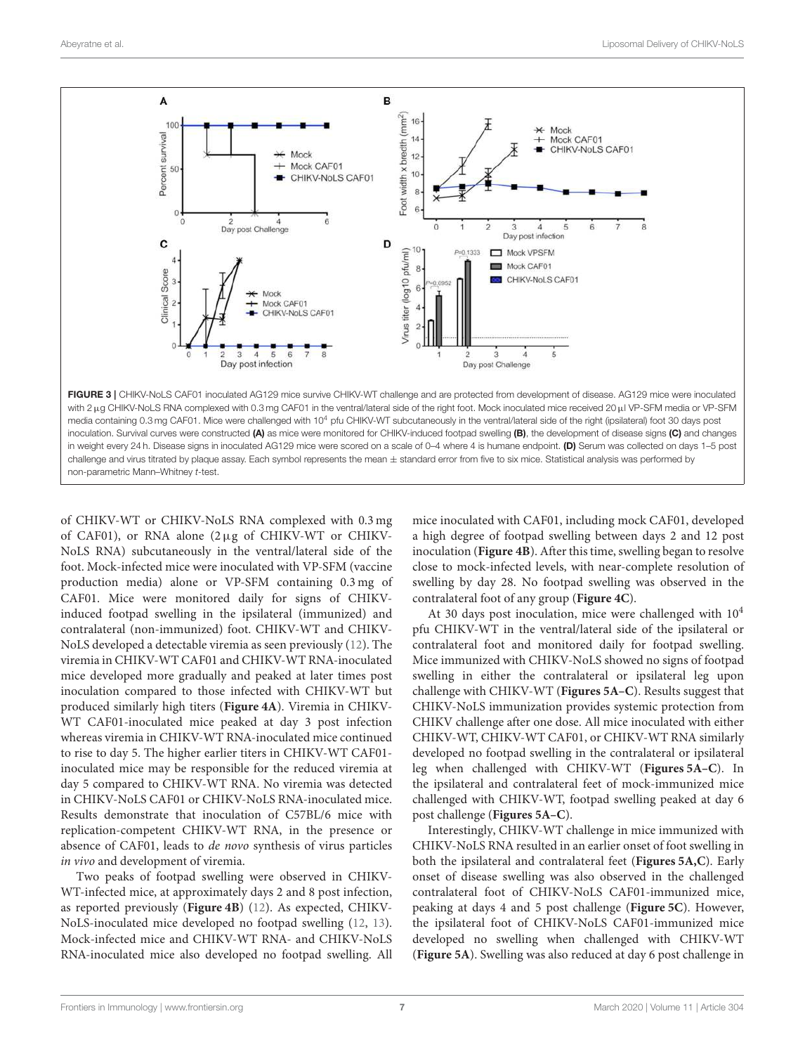**FIGURE 3 |** CHIKV-NoLS CAF01 inoculated AG129 mice survive CHIKV-WT challenge and are protected from development of disease. AG129 mice were inoculated with 2 μg CHIKV-NoLS RNA complexed with 0.3 mg CAF01 in the ventral/lateral side of the right foot. Mock inoculated mice received 20 μl VP-SFM media or VP-SFM media containing 0.3 mg CAF01. Mice were challenged with $10^4$ pfu CHIKV-WT subcutaneously in the ventral/lateral side of the right (ipsilateral) foot 30 days post inoculation. Survival curves were constructed **(A)** as mice were monitored for CHIKV-induced footpad swelling **(B)**, the development of disease signs **(C)** and changes in weight every 24 h. Disease signs in inoculated AG129 mice were scored on a scale of 0–4 where 4 is humane endpoint. **(D)** Serum was collected on days 1–5 post challenge and virus titrated by plaque assay. Each symbol represents the mean ± standard error from five to six mice. Statistical analysis was performed by non-parametric Mann–Whitney *t*-test.

of CHIKV-WT or CHIKV-NoLS RNA complexed with 0.3 mg of CAF01), or RNA alone (2 μg of CHIKV-WT or CHIKV-NoLS RNA) subcutaneously in the ventral/lateral side of the foot. Mock-infected mice were inoculated with VP-SFM (vaccine production media) alone or VP-SFM containing 0.3 mg of CAF01. Mice were monitored daily for signs of CHIKV-induced footpad swelling in the ipsilateral (immunized) and contralateral (non-immunized) foot. CHIKV-WT and CHIKV-NoLS developed a detectable viremia as seen previously (12). The viremia in CHIKV-WT CAF01 and CHIKV-WT RNA-inoculated mice developed more gradually and peaked at later times post inoculation compared to those infected with CHIKV-WT but produced similarly high titers (**Figure 4A**). Viremia in CHIKV-WT CAF01-inoculated mice peaked at day 3 post infection whereas viremia in CHIKV-WT RNA-inoculated mice continued to rise to day 5. The higher earlier titers in CHIKV-WT CAF01-inoculated mice may be responsible for the reduced viremia at day 5 compared to CHIKV-WT RNA. No viremia was detected in CHIKV-NoLS CAF01 or CHIKV-NoLS RNA-inoculated mice. Results demonstrate that inoculation of C57BL/6 mice with replication-competent CHIKV-WT RNA, in the presence or absence of CAF01, leads to *de novo* synthesis of virus particles *in vivo* and development of viremia.

Two peaks of footpad swelling were observed in CHIKV-WT-infected mice, at approximately days 2 and 8 post infection, as reported previously (**Figure 4B**) (12). As expected, CHIKV-NoLS-inoculated mice developed no footpad swelling (12, 13). Mock-infected mice and CHIKV-WT RNA- and CHIKV-NoLS RNA-inoculated mice also developed no footpad swelling. All mice inoculated with CAF01, including mock CAF01, developed a high degree of footpad swelling between days 2 and 12 post inoculation (**Figure 4B**). After this time, swelling began to resolve close to mock-infected levels, with near-complete resolution of swelling by day 28. No footpad swelling was observed in the contralateral foot of any group (**Figure 4C**).

At 30 days post inoculation, mice were challenged with $10^4$ pfu CHIKV-WT in the ventral/lateral side of the ipsilateral or contralateral foot and monitored daily for footpad swelling. Mice immunized with CHIKV-NoLS showed no signs of footpad swelling in either the contralateral or ipsilateral leg upon challenge with CHIKV-WT (**Figures 5A–C**). Results suggest that CHIKV-NoLS immunization provides systemic protection from CHIKV challenge after one dose. All mice inoculated with either CHIKV-WT, CHIKV-WT CAF01, or CHIKV-WT RNA similarly developed no footpad swelling in the contralateral or ipsilateral leg when challenged with CHIKV-WT (**Figures 5A–C**). In the ipsilateral and contralateral feet of mock-immunized mice challenged with CHIKV-WT, footpad swelling peaked at day 6 post challenge (**Figures 5A–C**).

Interestingly, CHIKV-WT challenge in mice immunized with CHIKV-NoLS RNA resulted in an earlier onset of foot swelling in both the ipsilateral and contralateral feet (**Figures 5A,C**). Early onset of disease swelling was also observed in the challenged contralateral foot of CHIKV-NoLS CAF01-immunized mice, peaking at days 4 and 5 post challenge (**Figure 5C**). However, the ipsilateral foot of CHIKV-NoLS CAF01-immunized mice developed no swelling when challenged with CHIKV-WT (**Figure 5A**). Swelling was also reduced at day 6 post challenge in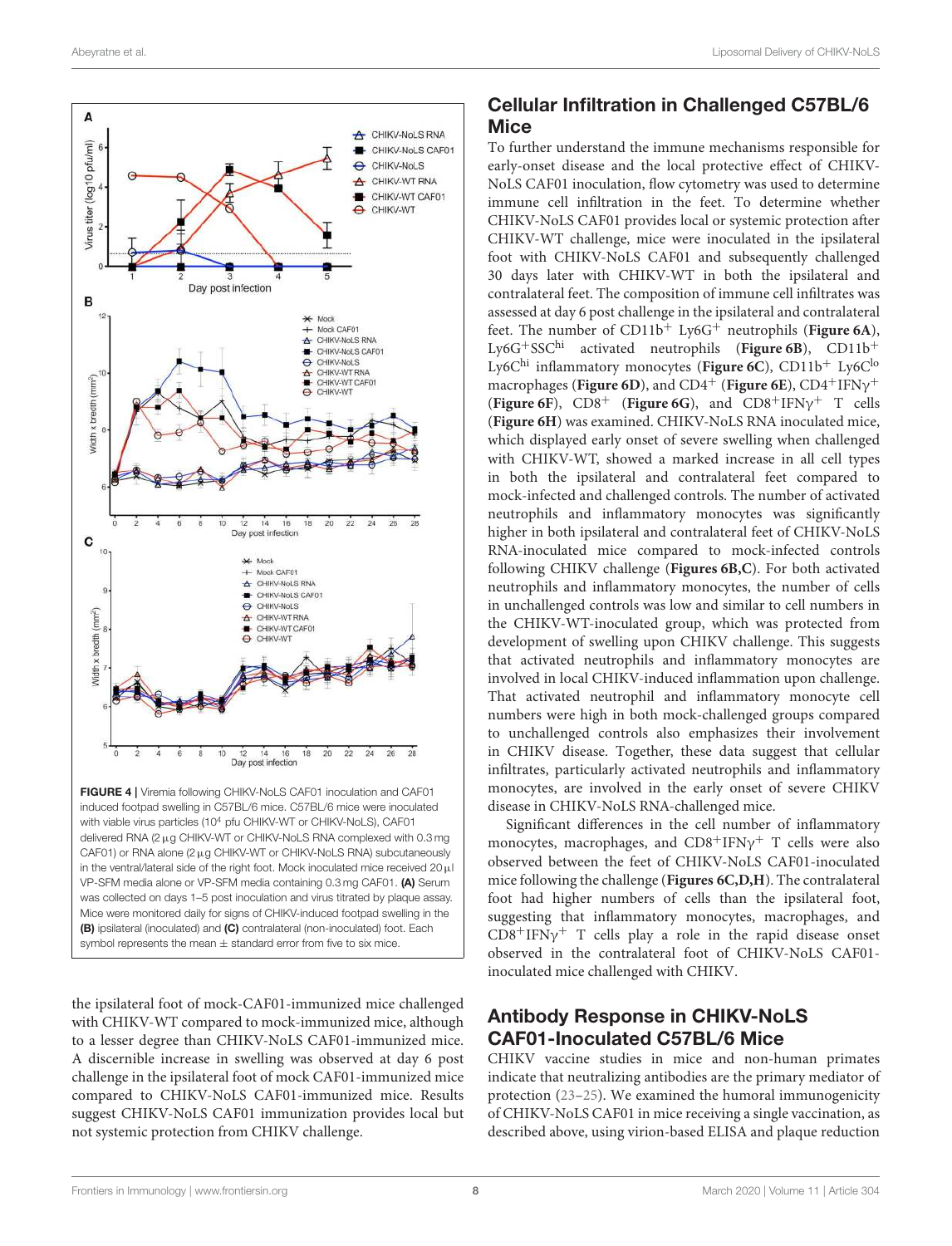FIGURE 4 | Viremia following CHIKV-NoLS CAF01 inoculation and CAF01 induced footpad swelling in C57BL/6 mice. C57BL/6 mice were inoculated with viable virus particles ($10^4$ pfu CHIKV-WT or CHIKV-NoLS), CAF01 delivered RNA (2 μg CHIKV-WT or CHIKV-NoLS RNA complexed with 0.3 mg CAF01) or RNA alone (2 μg CHIKV-WT or CHIKV-NoLS RNA) subcutaneously in the ventral/lateral side of the right foot. Mock inoculated mice received 20 μl VP-SFM media alone or VP-SFM media containing 0.3 mg CAF01. **(A)** Serum was collected on days 1–5 post inoculation and virus titrated by plaque assay. Mice were monitored daily for signs of CHIKV-induced footpad swelling in the **(B)** ipsilateral (inoculated) and **(C)** contralateral (non-inoculated) foot. Each symbol represents the mean ± standard error from five to six mice.

the ipsilateral foot of mock-CAF01-immunized mice challenged with CHIKV-WT compared to mock-immunized mice, although to a lesser degree than CHIKV-NoLS CAF01-immunized mice. A discernible increase in swelling was observed at day 6 post challenge in the ipsilateral foot of mock CAF01-immunized mice compared to CHIKV-NoLS CAF01-immunized mice. Results suggest CHIKV-NoLS CAF01 immunization provides local but not systemic protection from CHIKV challenge.

## Cellular Infiltration in Challenged C57BL/6 Mice

To further understand the immune mechanisms responsible for early-onset disease and the local protective effect of CHIKV-NoLS CAF01 inoculation, flow cytometry was used to determine immune cell infiltration in the feet. To determine whether CHIKV-NoLS CAF01 provides local or systemic protection after CHIKV-WT challenge, mice were inoculated in the ipsilateral foot with CHIKV-NoLS CAF01 and subsequently challenged 30 days later with CHIKV-WT in both the ipsilateral and contralateral feet. The composition of immune cell infiltrates was assessed at day 6 post challenge in the ipsilateral and contralateral feet. The number of CD11b$^+$ Ly6G$^+$ neutrophils (**Figure 6A**), Ly6G$^+$SSC$^{hi}$ activated neutrophils (**Figure 6B**), CD11b$^+$ Ly6C$^{hi}$ inflammatory monocytes (**Figure 6C**), CD11b$^+$ Ly6C$^{lo}$ macrophages (**Figure 6D**), and CD4$^+$ (**Figure 6E**), CD4$^+$IFNγ$^+$ (**Figure 6F**), CD8$^+$ (**Figure 6G**), and CD8$^+$IFNγ$^+$ T cells (**Figure 6H**) was examined. CHIKV-NoLS RNA inoculated mice, which displayed early onset of severe swelling when challenged with CHIKV-WT, showed a marked increase in all cell types in both the ipsilateral and contralateral feet compared to mock-infected and challenged controls. The number of activated neutrophils and inflammatory monocytes was significantly higher in both ipsilateral and contralateral feet of CHIKV-NoLS RNA-inoculated mice compared to mock-infected controls following CHIKV challenge (**Figures 6B,C**). For both activated neutrophils and inflammatory monocytes, the number of cells in unchallenged controls was low and similar to cell numbers in the CHIKV-WT-inoculated group, which was protected from development of swelling upon CHIKV challenge. This suggests that activated neutrophils and inflammatory monocytes are involved in local CHIKV-induced inflammation upon challenge. That activated neutrophil and inflammatory monocyte cell numbers were high in both mock-challenged groups compared to unchallenged controls also emphasizes their involvement in CHIKV disease. Together, these data suggest that cellular infiltrates, particularly activated neutrophils and inflammatory monocytes, are involved in the early onset of severe CHIKV disease in CHIKV-NoLS RNA-challenged mice.

Significant differences in the cell number of inflammatory monocytes, macrophages, and CD8$^+$IFNγ$^+$ T cells were also observed between the feet of CHIKV-NoLS CAF01-inoculated mice following the challenge (**Figures 6C,D,H**). The contralateral foot had higher numbers of cells than the ipsilateral foot, suggesting that inflammatory monocytes, macrophages, and CD8$^+$IFNγ$^+$ T cells play a role in the rapid disease onset observed in the contralateral foot of CHIKV-NoLS CAF01-inoculated mice challenged with CHIKV.

## Antibody Response in CHIKV-NoLS CAF01-Inoculated C57BL/6 Mice

CHIKV vaccine studies in mice and non-human primates indicate that neutralizing antibodies are the primary mediator of protection (23–25). We examined the humoral immunogenicity of CHIKV-NoLS CAF01 in mice receiving a single vaccination, as described above, using virion-based ELISA and plaque reduction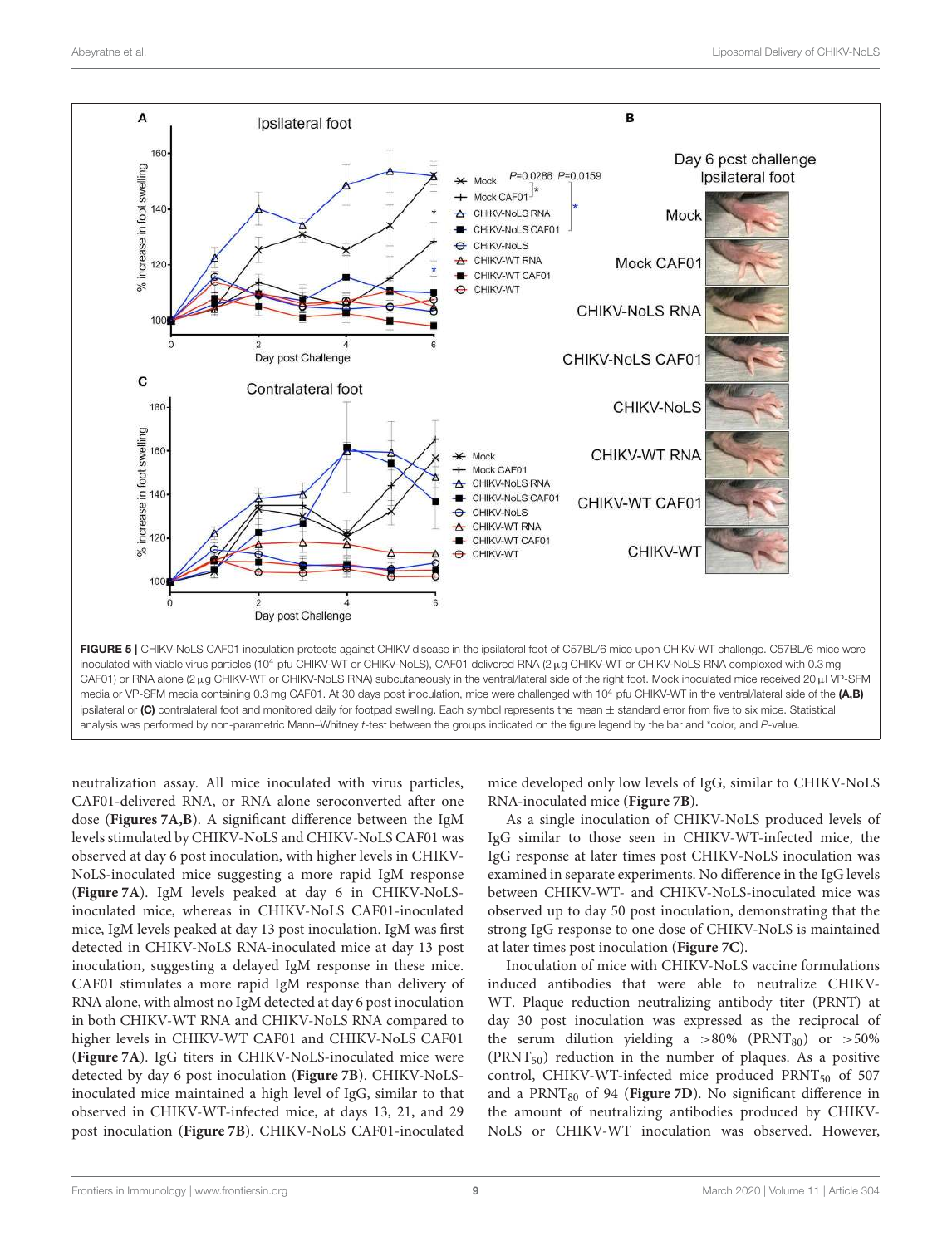**FIGURE 5 |** CHIKV-NoLS CAF01 inoculation protects against CHIKV disease in the ipsilateral foot of C57BL/6 mice upon CHIKV-WT challenge. C57BL/6 mice were inoculated with viable virus particles ($10^4$ pfu CHIKV-WT or CHIKV-NoLS), CAF01 delivered RNA (2 μg CHIKV-WT or CHIKV-NoLS RNA complexed with 0.3 mg CAF01) or RNA alone (2 μg CHIKV-WT or CHIKV-NoLS RNA) subcutaneously in the ventral/lateral side of the right foot. Mock inoculated mice received 20 μl VP-SFM media or VP-SFM media containing 0.3 mg CAF01. At 30 days post inoculation, mice were challenged with $10^4$ pfu CHIKV-WT in the ventral/lateral side of the **(A,B)** ipsilateral or **(C)** contralateral foot and monitored daily for footpad swelling. Each symbol represents the mean ± standard error from five to six mice. Statistical analysis was performed by non-parametric Mann–Whitney *t*-test between the groups indicated on the figure legend by the bar and *color, and *P*-value.

neutralization assay. All mice inoculated with virus particles, CAF01-delivered RNA, or RNA alone seroconverted after one dose (**Figures 7A,B**). A significant difference between the IgM levels stimulated by CHIKV-NoLS and CHIKV-NoLS CAF01 was observed at day 6 post inoculation, with higher levels in CHIKV-NoLS-inoculated mice suggesting a more rapid IgM response (**Figure 7A**). IgM levels peaked at day 6 in CHIKV-NoLS-inoculated mice, whereas in CHIKV-NoLS CAF01-inoculated mice, IgM levels peaked at day 13 post inoculation. IgM was first detected in CHIKV-NoLS RNA-inoculated mice at day 13 post inoculation, suggesting a delayed IgM response in these mice. CAF01 stimulates a more rapid IgM response than delivery of RNA alone, with almost no IgM detected at day 6 post inoculation in both CHIKV-WT RNA and CHIKV-NoLS RNA compared to higher levels in CHIKV-WT CAF01 and CHIKV-NoLS CAF01 (**Figure 7A**). IgG titers in CHIKV-NoLS-inoculated mice were detected by day 6 post inoculation (**Figure 7B**). CHIKV-NoLS-inoculated mice maintained a high level of IgG, similar to that observed in CHIKV-WT-infected mice, at days 13, 21, and 29 post inoculation (**Figure 7B**). CHIKV-NoLS CAF01-inoculated mice developed only low levels of IgG, similar to CHIKV-NoLS RNA-inoculated mice (**Figure 7B**).

As a single inoculation of CHIKV-NoLS produced levels of IgG similar to those seen in CHIKV-WT-infected mice, the IgG response at later times post CHIKV-NoLS inoculation was examined in separate experiments. No difference in the IgG levels between CHIKV-WT- and CHIKV-NoLS-inoculated mice was observed up to day 50 post inoculation, demonstrating that the strong IgG response to one dose of CHIKV-NoLS is maintained at later times post inoculation (**Figure 7C**).

Inoculation of mice with CHIKV-NoLS vaccine formulations induced antibodies that were able to neutralize CHIKV-WT. Plaque reduction neutralizing antibody titer (PRNT) at day 30 post inoculation was expressed as the reciprocal of the serum dilution yielding a >80% ($PRNT_{80}$) or >50% ($PRNT_{50}$) reduction in the number of plaques. As a positive control, CHIKV-WT-infected mice produced $PRNT_{50}$ of 507 and a $PRNT_{80}$ of 94 (**Figure 7D**). No significant difference in the amount of neutralizing antibodies produced by CHIKV-NoLS or CHIKV-WT inoculation was observed. However,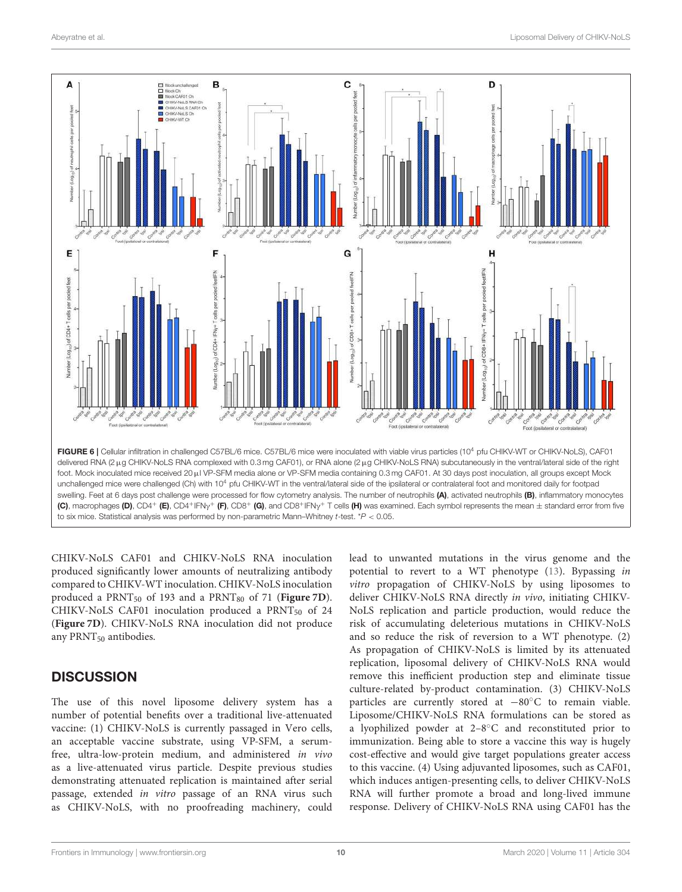FIGURE 6 | Cellular infiltration in challenged C57BL/6 mice. C57BL/6 mice were inoculated with viable virus particles ($10^4$ pfu CHIKV-WT or CHIKV-NoLS), CAF01 delivered RNA (2 μg CHIKV-NoLS RNA complexed with 0.3 mg CAF01), or RNA alone (2 μg CHIKV-NoLS RNA) subcutaneously in the ventral/lateral side of the right foot. Mock inoculated mice received 20 μl VP-SFM media alone or VP-SFM media containing 0.3 mg CAF01. At 30 days post inoculation, all groups except Mock unchallenged mice were challenged (Ch) with $10^4$ pfu CHIKV-WT in the ventral/lateral side of the ipsilateral or contralateral foot and monitored daily for footpad swelling. Feet at 6 days post challenge were processed for flow cytometry analysis. The number of neutrophils **(A)**, activated neutrophils **(B)**, inflammatory monocytes **(C)**, macrophages **(D)**, $CD4^+$ **(E)**, $CD4^+IFN\gamma^+$ **(F)**, $CD8^+$ **(G)**, and $CD8^+IFN\gamma^+$ T cells **(H)** was examined. Each symbol represents the mean ± standard error from five to six mice. Statistical analysis was performed by non-parametric Mann–Whitney *t*-test. $^*P < 0.05$.

CHIKV-NoLS CAF01 and CHIKV-NoLS RNA inoculation produced significantly lower amounts of neutralizing antibody compared to CHIKV-WT inoculation. CHIKV-NoLS inoculation produced a $PRNT_{50}$ of 193 and a $PRNT_{80}$ of 71 (**Figure 7D**). CHIKV-NoLS CAF01 inoculation produced a $PRNT_{50}$ of 24 (**Figure 7D**). CHIKV-NoLS RNA inoculation did not produce any $PRNT_{50}$ antibodies.

## DISCUSSION

The use of this novel liposome delivery system has a number of potential benefits over a traditional live-attenuated vaccine: (1) CHIKV-NoLS is currently passaged in Vero cells, an acceptable vaccine substrate, using VP-SFM, a serum-free, ultra-low-protein medium, and administered *in vivo* as a live-attenuated virus particle. Despite previous studies demonstrating attenuated replication is maintained after serial passage, extended *in vitro* passage of an RNA virus such as CHIKV-NoLS, with no proofreading machinery, could lead to unwanted mutations in the virus genome and the potential to revert to a WT phenotype (13). Bypassing *in vitro* propagation of CHIKV-NoLS by using liposomes to deliver CHIKV-NoLS RNA directly *in vivo*, initiating CHIKV-NoLS replication and particle production, would reduce the risk of accumulating deleterious mutations in CHIKV-NoLS and so reduce the risk of reversion to a WT phenotype. (2) As propagation of CHIKV-NoLS is limited by its attenuated replication, liposomal delivery of CHIKV-NoLS RNA would remove this inefficient production step and eliminate tissue culture-related by-product contamination. (3) CHIKV-NoLS particles are currently stored at −80°C to remain viable. Liposome/CHIKV-NoLS RNA formulations can be stored as a lyophilized powder at 2–8°C and reconstituted prior to immunization. Being able to store a vaccine this way is hugely cost-effective and would give target populations greater access to this vaccine. (4) Using adjuvanted liposomes, such as CAF01, which induces antigen-presenting cells, to deliver CHIKV-NoLS RNA will further promote a broad and long-lived immune response. Delivery of CHIKV-NoLS RNA using CAF01 has the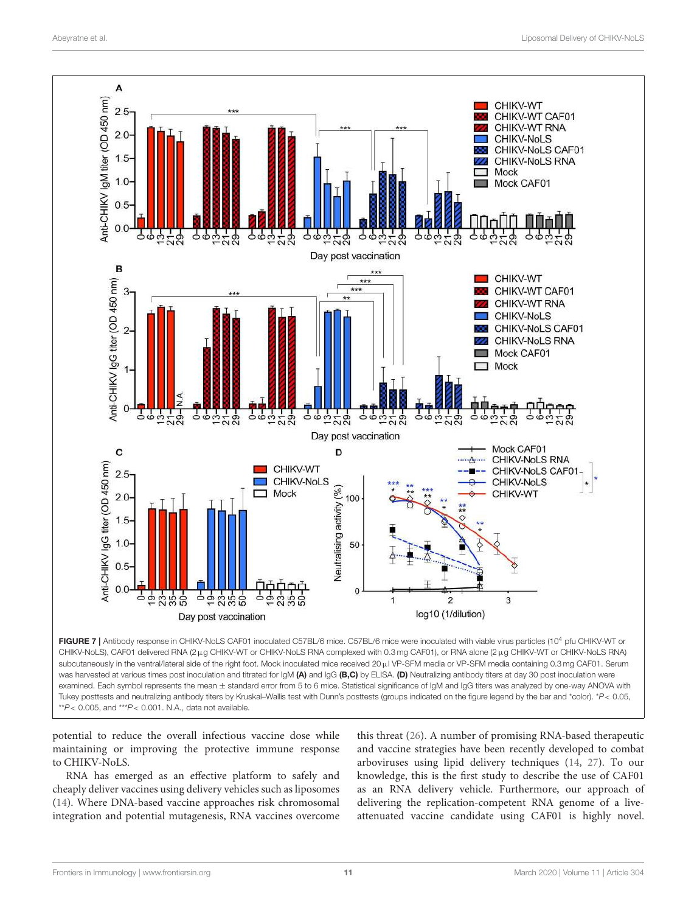**FIGURE 7** | Antibody response in CHIKV-NoLS CAF01 inoculated C57BL/6 mice. C57BL/6 mice were inoculated with viable virus particles ($10^4$ pfu CHIKV-WT or CHIKV-NoLS), CAF01 delivered RNA (2 µg CHIKV-WT or CHIKV-NoLS RNA complexed with 0.3 mg CAF01), or RNA alone (2 µg CHIKV-WT or CHIKV-NoLS RNA) subcutaneously in the ventral/lateral side of the right foot. Mock inoculated mice received 20 µl VP-SFM media or VP-SFM media containing 0.3 mg CAF01. Serum was harvested at various times post inoculation and titrated for IgM **(A)** and IgG **(B,C)** by ELISA. **(D)** Neutralizing antibody titers at day 30 post inoculation were examined. Each symbol represents the mean ± standard error from 5 to 6 mice. Statistical significance of IgM and IgG titers was analyzed by one-way ANOVA with Tukey posttests and neutralizing antibody titers by Kruskal–Wallis test with Dunn's posttests (groups indicated on the figure legend by the bar and *color). *$P < 0.05$, **$P < 0.005$, and ***$P < 0.001$. N.A., data not available.

potential to reduce the overall infectious vaccine dose while maintaining or improving the protective immune response to CHIKV-NoLS.

RNA has emerged as an effective platform to safely and cheaply deliver vaccines using delivery vehicles such as liposomes (14). Where DNA-based vaccine approaches risk chromosomal integration and potential mutagenesis, RNA vaccines overcome this threat (26). A number of promising RNA-based therapeutic and vaccine strategies have been recently developed to combat arboviruses using lipid delivery techniques (14, 27). To our knowledge, this is the first study to describe the use of CAF01 as an RNA delivery vehicle. Furthermore, our approach of delivering the replication-competent RNA genome of a live-attenuated vaccine candidate using CAF01 is highly novel.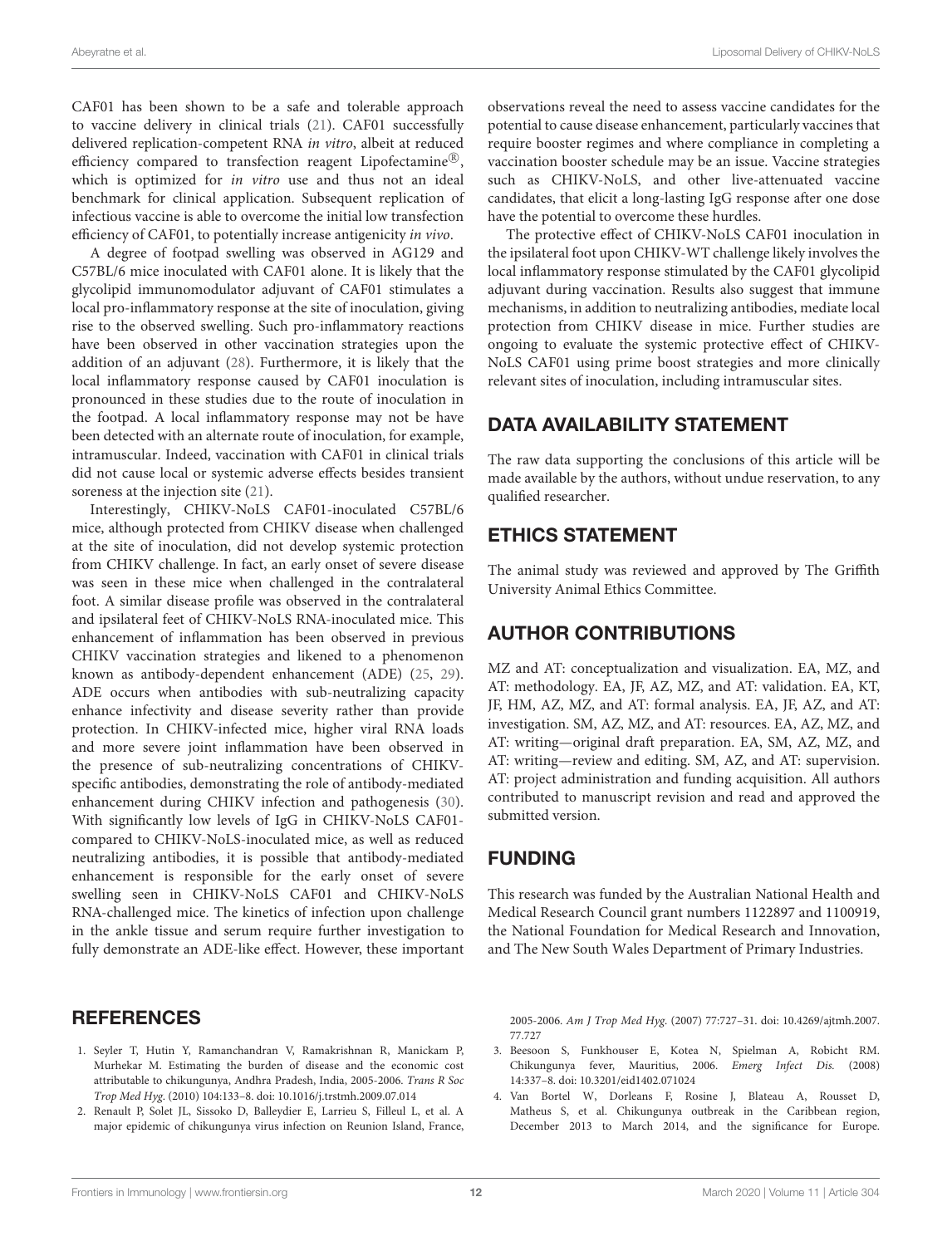CAF01 has been shown to be a safe and tolerable approach to vaccine delivery in clinical trials (21). CAF01 successfully delivered replication-competent RNA *in vitro*, albeit at reduced efficiency compared to transfection reagent Lipofectamine®, which is optimized for *in vitro* use and thus not an ideal benchmark for clinical application. Subsequent replication of infectious vaccine is able to overcome the initial low transfection efficiency of CAF01, to potentially increase antigenicity *in vivo*.

A degree of footpad swelling was observed in AG129 and C57BL/6 mice inoculated with CAF01 alone. It is likely that the glycolipid immunomodulator adjuvant of CAF01 stimulates a local pro-inflammatory response at the site of inoculation, giving rise to the observed swelling. Such pro-inflammatory reactions have been observed in other vaccination strategies upon the addition of an adjuvant (28). Furthermore, it is likely that the local inflammatory response caused by CAF01 inoculation is pronounced in these studies due to the route of inoculation in the footpad. A local inflammatory response may not be have been detected with an alternate route of inoculation, for example, intramuscular. Indeed, vaccination with CAF01 in clinical trials did not cause local or systemic adverse effects besides transient soreness at the injection site (21).

Interestingly, CHIKV-NoLS CAF01-inoculated C57BL/6 mice, although protected from CHIKV disease when challenged at the site of inoculation, did not develop systemic protection from CHIKV challenge. In fact, an early onset of severe disease was seen in these mice when challenged in the contralateral foot. A similar disease profile was observed in the contralateral and ipsilateral feet of CHIKV-NoLS RNA-inoculated mice. This enhancement of inflammation has been observed in previous CHIKV vaccination strategies and likened to a phenomenon known as antibody-dependent enhancement (ADE) (25, 29). ADE occurs when antibodies with sub-neutralizing capacity enhance infectivity and disease severity rather than provide protection. In CHIKV-infected mice, higher viral RNA loads and more severe joint inflammation have been observed in the presence of sub-neutralizing concentrations of CHIKV-specific antibodies, demonstrating the role of antibody-mediated enhancement during CHIKV infection and pathogenesis (30). With significantly low levels of IgG in CHIKV-NoLS CAF01-compared to CHIKV-NoLS-inoculated mice, as well as reduced neutralizing antibodies, it is possible that antibody-mediated enhancement is responsible for the early onset of severe swelling seen in CHIKV-NoLS CAF01 and CHIKV-NoLS RNA-challenged mice. The kinetics of infection upon challenge in the ankle tissue and serum require further investigation to fully demonstrate an ADE-like effect. However, these important observations reveal the need to assess vaccine candidates for the potential to cause disease enhancement, particularly vaccines that require booster regimes and where compliance in completing a vaccination booster schedule may be an issue. Vaccine strategies such as CHIKV-NoLS, and other live-attenuated vaccine candidates, that elicit a long-lasting IgG response after one dose have the potential to overcome these hurdles.

The protective effect of CHIKV-NoLS CAF01 inoculation in the ipsilateral foot upon CHIKV-WT challenge likely involves the local inflammatory response stimulated by the CAF01 glycolipid adjuvant during vaccination. Results also suggest that immune mechanisms, in addition to neutralizing antibodies, mediate local protection from CHIKV disease in mice. Further studies are ongoing to evaluate the systemic protective effect of CHIKV-NoLS CAF01 using prime boost strategies and more clinically relevant sites of inoculation, including intramuscular sites.

## DATA AVAILABILITY STATEMENT

The raw data supporting the conclusions of this article will be made available by the authors, without undue reservation, to any qualified researcher.

## ETHICS STATEMENT

The animal study was reviewed and approved by The Griffith University Animal Ethics Committee.

## AUTHOR CONTRIBUTIONS

MZ and AT: conceptualization and visualization. EA, MZ, and AT: methodology. EA, JF, AZ, MZ, and AT: validation. EA, KT, JF, HM, AZ, MZ, and AT: formal analysis. EA, JF, AZ, and AT: investigation. SM, AZ, MZ, and AT: resources. EA, AZ, MZ, and AT: writing—original draft preparation. EA, SM, AZ, MZ, and AT: writing—review and editing. SM, AZ, and AT: supervision. AT: project administration and funding acquisition. All authors contributed to manuscript revision and read and approved the submitted version.

## FUNDING

This research was funded by the Australian National Health and Medical Research Council grant numbers 1122897 and 1100919, the National Foundation for Medical Research and Innovation, and The New South Wales Department of Primary Industries.

## REFERENCES

1. Seyler T, Hutin Y, Ramanchandran V, Ramakrishnan R, Manickam P, Murhekar M. Estimating the burden of disease and the economic cost attributable to chikungunya, Andhra Pradesh, India, 2005-2006. *Trans R Soc Trop Med Hyg*. (2010) 104:133–8. doi: 10.1016/j.trstmh.2009.07.014
2. Renault P, Solet JL, Sissoko D, Balleydier E, Larrieu S, Filleul L, et al. A major epidemic of chikungunya virus infection on Reunion Island, France, 2005-2006. *Am J Trop Med Hyg*. (2007) 77:727–31. doi: 10.4269/ajtmh.2007.77.727
3. Beesoon S, Funkhouser E, Kotea N, Spielman A, Robicht RM. Chikungunya fever, Mauritius, 2006. *Emerg Infect Dis*. (2008) 14:337–8. doi: 10.3201/eid1402.071024
4. Van Bortel W, Dorleans F, Rosine J, Blateau A, Rousset D, Matheus S, et al. Chikungunya outbreak in the Caribbean region, December 2013 to March 2014, and the significance for Europe.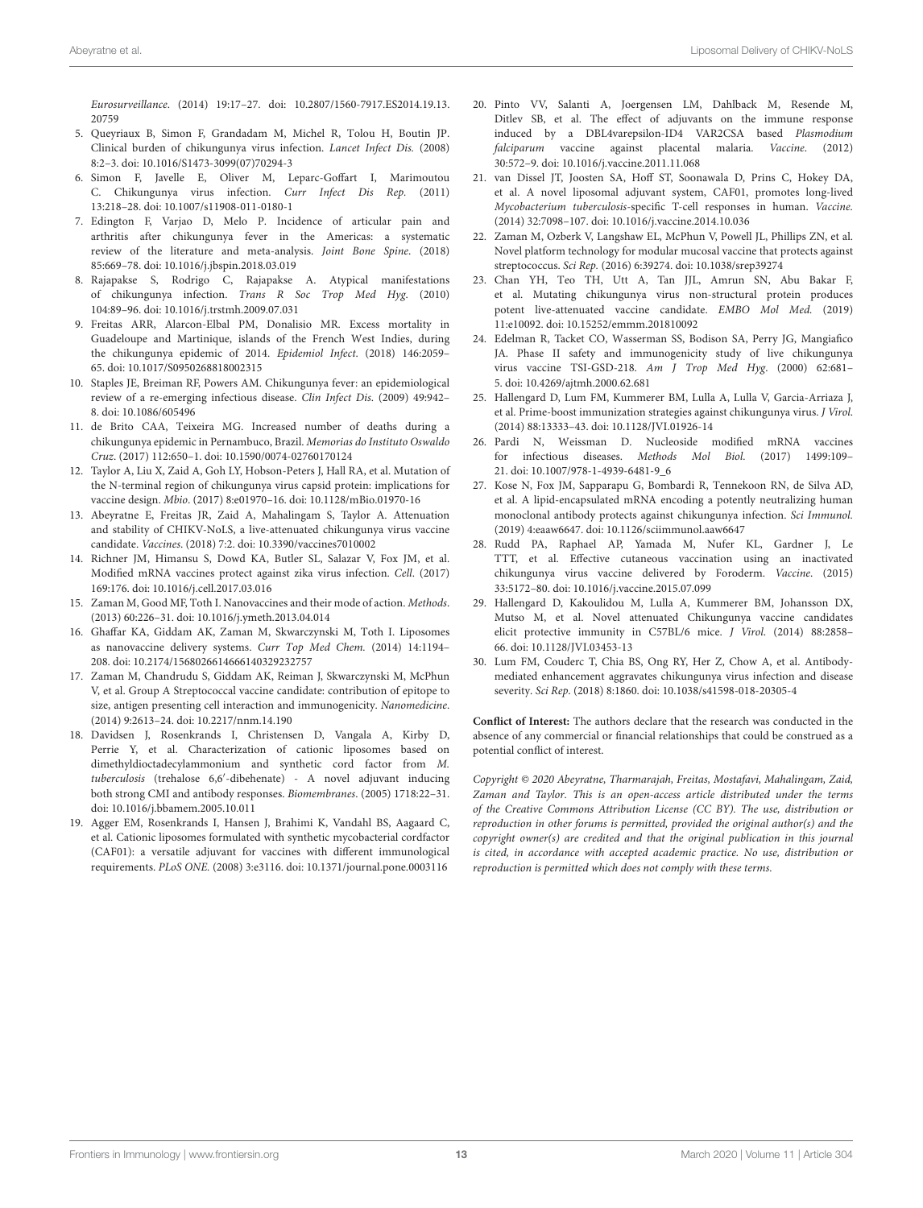Eurosurveillance. (2014) 19:17–27. doi: 10.2807/1560-7917.ES2014.19.13.20759

5. Queyriaux B, Simon F, Grandadam M, Michel R, Tolou H, Boutin JP. Clinical burden of chikungunya virus infection. *Lancet Infect Dis.* (2008) 8:2–3. doi: 10.1016/S1473-3099(07)70294-3
6. Simon F, Javelle E, Oliver M, Leparc-Goffart I, Marimoutou C. Chikungunya virus infection. *Curr Infect Dis Rep.* (2011) 13:218–28. doi: 10.1007/s11908-011-0180-1
7. Edington F, Varjao D, Melo P. Incidence of articular pain and arthritis after chikungunya fever in the Americas: a systematic review of the literature and meta-analysis. *Joint Bone Spine*. (2018) 85:669–78. doi: 10.1016/j.jbspin.2018.03.019
8. Rajapakse S, Rodrigo C, Rajapakse A. Atypical manifestations of chikungunya infection. *Trans R Soc Trop Med Hyg.* (2010) 104:89–96. doi: 10.1016/j.trstmh.2009.07.031
9. Freitas ARR, Alarcon-Elbal PM, Donalisio MR. Excess mortality in Guadeloupe and Martinique, islands of the French West Indies, during the chikungunya epidemic of 2014. *Epidemiol Infect.* (2018) 146:2059–65. doi: 10.1017/S0950268818002315
10. Staples JE, Breiman RF, Powers AM. Chikungunya fever: an epidemiological review of a re-emerging infectious disease. *Clin Infect Dis*. (2009) 49:942–8. doi: 10.1086/605496
11. de Brito CAA, Teixeira MG. Increased number of deaths during a chikungunya epidemic in Pernambuco, Brazil. *Memorias do Instituto Oswaldo Cruz*. (2017) 112:650–1. doi: 10.1590/0074-02760170124
12. Taylor A, Liu X, Zaid A, Goh LY, Hobson-Peters J, Hall RA, et al. Mutation of the N-terminal region of chikungunya virus capsid protein: implications for vaccine design. *Mbio*. (2017) 8:e01970–16. doi: 10.1128/mBio.01970-16
13. Abeyratne E, Freitas JR, Zaid A, Mahalingam S, Taylor A. Attenuation and stability of CHIKV-NoLS, a live-attenuated chikungunya virus vaccine candidate. *Vaccines*. (2018) 7:2. doi: 10.3390/vaccines7010002
14. Richner JM, Himansu S, Dowd KA, Butler SL, Salazar V, Fox JM, et al. Modified mRNA vaccines protect against zika virus infection. *Cell*. (2017) 169:176. doi: 10.1016/j.cell.2017.03.016
15. Zaman M, Good MF, Toth I. Nanovaccines and their mode of action. *Methods*. (2013) 60:226–31. doi: 10.1016/j.ymeth.2013.04.014
16. Ghaffar KA, Giddam AK, Zaman M, Skwarczynski M, Toth I. Liposomes as nanovaccine delivery systems. *Curr Top Med Chem.* (2014) 14:1194–208. doi: 10.2174/1568026614666140329232757
17. Zaman M, Chandrudu S, Giddam AK, Reiman J, Skwarczynski M, McPhun V, et al. Group A Streptococcal vaccine candidate: contribution of epitope to size, antigen presenting cell interaction and immunogenicity. *Nanomedicine*. (2014) 9:2613–24. doi: 10.2217/nnm.14.190
18. Davidsen J, Rosenkrands I, Christensen D, Vangala A, Kirby D, Perrie Y, et al. Characterization of cationic liposomes based on dimethyldioctadecylammonium and synthetic cord factor from *M. tuberculosis* (trehalose 6,6′-dibehenate) - A novel adjuvant inducing both strong CMI and antibody responses. *Biomembranes*. (2005) 1718:22–31. doi: 10.1016/j.bbamem.2005.10.011
19. Agger EM, Rosenkrands I, Hansen J, Brahimi K, Vandahl BS, Aagaard C, et al. Cationic liposomes formulated with synthetic mycobacterial cordfactor (CAF01): a versatile adjuvant for vaccines with different immunological requirements. *PLoS ONE.* (2008) 3:e3116. doi: 10.1371/journal.pone.0003116
20. Pinto VV, Salanti A, Joergensen LM, Dahlback M, Resende M, Ditlev SB, et al. The effect of adjuvants on the immune response induced by a DBL4varepsilon-ID4 VAR2CSA based *Plasmodium falciparum* vaccine against placental malaria. *Vaccine*. (2012) 30:572–9. doi: 10.1016/j.vaccine.2011.11.068
21. van Dissel JT, Joosten SA, Hoff ST, Soonawala D, Prins C, Hokey DA, et al. A novel liposomal adjuvant system, CAF01, promotes long-lived *Mycobacterium tuberculosis*-specific T-cell responses in human. *Vaccine.* (2014) 32:7098–107. doi: 10.1016/j.vaccine.2014.10.036
22. Zaman M, Ozberk V, Langshaw EL, McPhun V, Powell JL, Phillips ZN, et al. Novel platform technology for modular mucosal vaccine that protects against streptococcus. *Sci Rep.* (2016) 6:39274. doi: 10.1038/srep39274
23. Chan YH, Teo TH, Utt A, Tan JJL, Amrun SN, Abu Bakar F, et al. Mutating chikungunya virus non-structural protein produces potent live-attenuated vaccine candidate. *EMBO Mol Med.* (2019) 11:e10092. doi: 10.15252/emmm.201810092
24. Edelman R, Tacket CO, Wasserman SS, Bodison SA, Perry JG, Mangiafico JA. Phase II safety and immunogenicity study of live chikungunya virus vaccine TSI-GSD-218. *Am J Trop Med Hyg*. (2000) 62:681–5. doi: 10.4269/ajtmh.2000.62.681
25. Hallengard D, Lum FM, Kummerer BM, Lulla A, Lulla V, Garcia-Arriaza J, et al. Prime-boost immunization strategies against chikungunya virus. *J Virol.* (2014) 88:13333–43. doi: 10.1128/JVI.01926-14
26. Pardi N, Weissman D. Nucleoside modified mRNA vaccines for infectious diseases. *Methods Mol Biol.* (2017) 1499:109–21. doi: 10.1007/978-1-4939-6481-9_6
27. Kose N, Fox JM, Sapparapu G, Bombardi R, Tennekoon RN, de Silva AD, et al. A lipid-encapsulated mRNA encoding a potently neutralizing human monoclonal antibody protects against chikungunya infection. *Sci Immunol.* (2019) 4:eaaw6647. doi: 10.1126/sciimmunol.aaw6647
28. Rudd PA, Raphael AP, Yamada M, Nufer KL, Gardner J, Le TTT, et al. Effective cutaneous vaccination using an inactivated chikungunya virus vaccine delivered by Foroderm. *Vaccine*. (2015) 33:5172–80. doi: 10.1016/j.vaccine.2015.07.099
29. Hallengard D, Kakoulidou M, Lulla A, Kummerer BM, Johansson DX, Mutso M, et al. Novel attenuated Chikungunya vaccine candidates elicit protective immunity in C57BL/6 mice. *J Virol.* (2014) 88:2858–66. doi: 10.1128/JVI.03453-13
30. Lum FM, Couderc T, Chia BS, Ong RY, Her Z, Chow A, et al. Antibody-mediated enhancement aggravates chikungunya virus infection and disease severity. *Sci Rep.* (2018) 8:1860. doi: 10.1038/s41598-018-20305-4

**Conflict of Interest:** The authors declare that the research was conducted in the absence of any commercial or financial relationships that could be construed as a potential conflict of interest.

*Copyright © 2020 Abeyratne, Tharmarajah, Freitas, Mostafavi, Mahalingam, Zaid, Zaman and Taylor. This is an open-access article distributed under the terms of the Creative Commons Attribution License (CC BY). The use, distribution or reproduction in other forums is permitted, provided the original author(s) and the copyright owner(s) are credited and that the original publication in this journal is cited, in accordance with accepted academic practice. No use, distribution or reproduction is permitted which does not comply with these terms.*